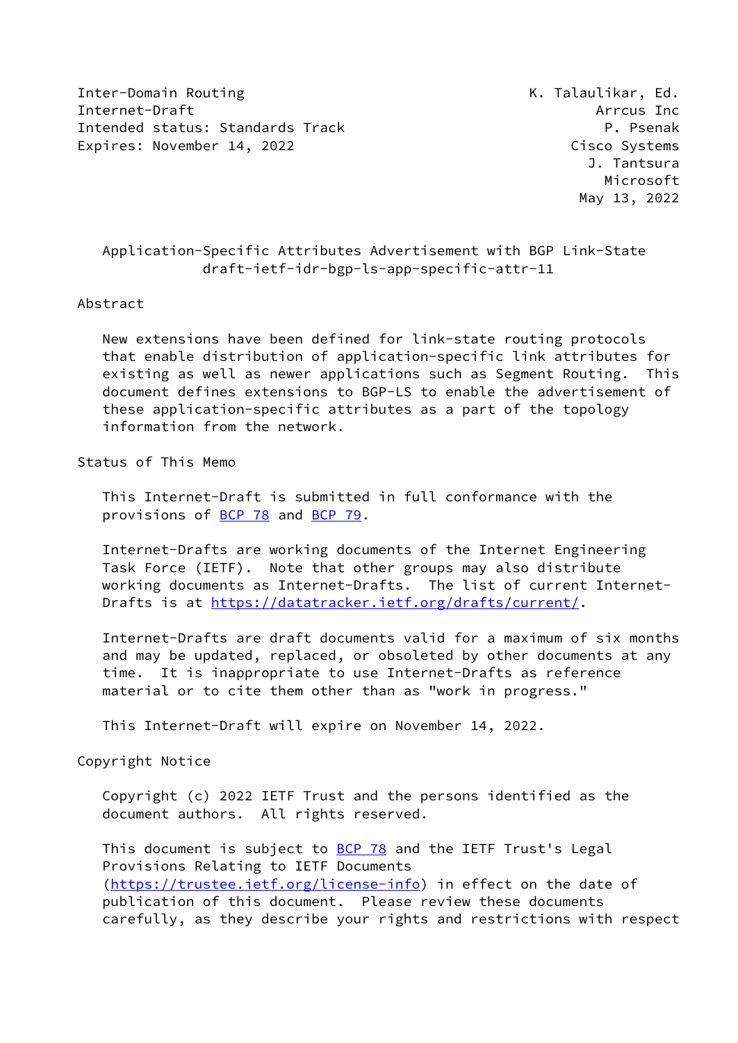Inter-Domain Routing K. Talaulikar, Ed.
Internet-Draft Arrcus Inc
Intended status: Standards Track P. Psenak
Expires: November 14, 2022 Cisco Systems
J. Tantsura
Microsoft
May 13, 2022

# Application-Specific Attributes Advertisement with BGP Link-State
draft-ietf-idr-bgp-ls-app-specific-attr-11

## Abstract

New extensions have been defined for link-state routing protocols that enable distribution of application-specific link attributes for existing as well as newer applications such as Segment Routing. This document defines extensions to BGP-LS to enable the advertisement of these application-specific attributes as a part of the topology information from the network.

## Status of This Memo

This Internet-Draft is submitted in full conformance with the provisions of BCP 78 and BCP 79.

Internet-Drafts are working documents of the Internet Engineering Task Force (IETF). Note that other groups may also distribute working documents as Internet-Drafts. The list of current Internet-Drafts is at https://datatracker.ietf.org/drafts/current/.

Internet-Drafts are draft documents valid for a maximum of six months and may be updated, replaced, or obsoleted by other documents at any time. It is inappropriate to use Internet-Drafts as reference material or to cite them other than as "work in progress."

This Internet-Draft will expire on November 14, 2022.

## Copyright Notice

Copyright (c) 2022 IETF Trust and the persons identified as the document authors. All rights reserved.

This document is subject to BCP 78 and the IETF Trust's Legal Provisions Relating to IETF Documents (https://trustee.ietf.org/license-info) in effect on the date of publication of this document. Please review these documents carefully, as they describe your rights and restrictions with respect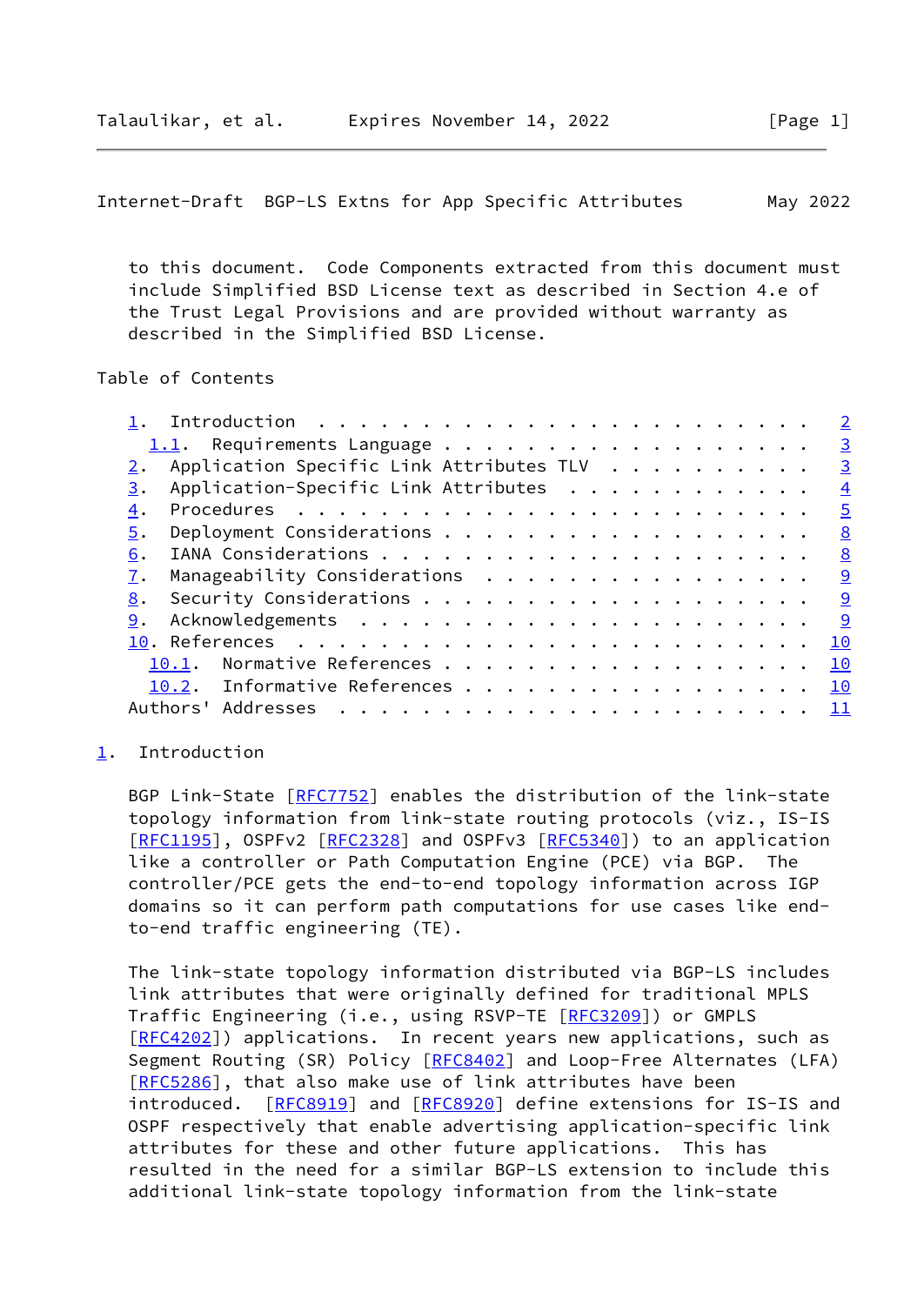to this document. Code Components extracted from this document must include Simplified BSD License text as described in Section 4.e of the Trust Legal Provisions and are provided without warranty as described in the Simplified BSD License.

Table of Contents

- 1. Introduction . . . . . . . . . . . . . . . . . . . . . . . . 2
  - 1.1. Requirements Language . . . . . . . . . . . . . . . . . . 3
- 2. Application Specific Link Attributes TLV . . . . . . . . . . 3
- 3. Application-Specific Link Attributes . . . . . . . . . . . . 4
- 4. Procedures . . . . . . . . . . . . . . . . . . . . . . . . . 5
- 5. Deployment Considerations . . . . . . . . . . . . . . . . . . 8
- 6. IANA Considerations . . . . . . . . . . . . . . . . . . . . . 8
- 7. Manageability Considerations . . . . . . . . . . . . . . . . 9
- 8. Security Considerations . . . . . . . . . . . . . . . . . . . 9
- 9. Acknowledgements . . . . . . . . . . . . . . . . . . . . . . 9
- 10. References . . . . . . . . . . . . . . . . . . . . . . . . . 10
  - 10.1. Normative References . . . . . . . . . . . . . . . . . . 10
  - 10.2. Informative References . . . . . . . . . . . . . . . . . 10
- Authors' Addresses . . . . . . . . . . . . . . . . . . . . . . . 11

## 1. Introduction

BGP Link-State [RFC7752] enables the distribution of the link-state topology information from link-state routing protocols (viz., IS-IS [RFC1195], OSPFv2 [RFC2328] and OSPFv3 [RFC5340]) to an application like a controller or Path Computation Engine (PCE) via BGP. The controller/PCE gets the end-to-end topology information across IGP domains so it can perform path computations for use cases like end-to-end traffic engineering (TE).

The link-state topology information distributed via BGP-LS includes link attributes that were originally defined for traditional MPLS Traffic Engineering (i.e., using RSVP-TE [RFC3209]) or GMPLS [RFC4202]) applications. In recent years new applications, such as Segment Routing (SR) Policy [RFC8402] and Loop-Free Alternates (LFA) [RFC5286], that also make use of link attributes have been introduced. [RFC8919] and [RFC8920] define extensions for IS-IS and OSPF respectively that enable advertising application-specific link attributes for these and other future applications. This has resulted in the need for a similar BGP-LS extension to include this additional link-state topology information from the link-state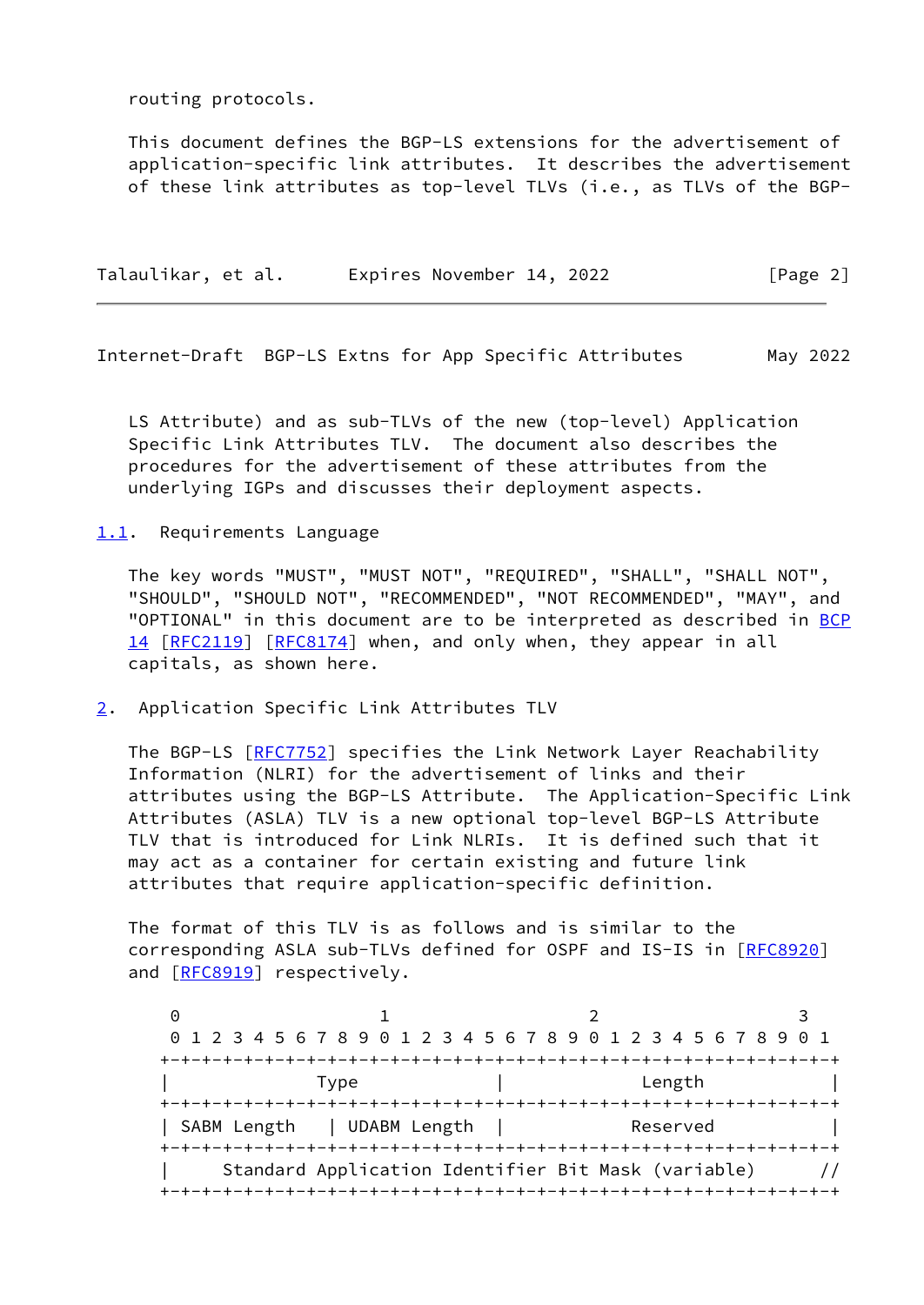routing protocols.

This document defines the BGP-LS extensions for the advertisement of application-specific link attributes. It describes the advertisement of these link attributes as top-level TLVs (i.e., as TLVs of the BGP-LS Attribute) and as sub-TLVs of the new (top-level) Application Specific Link Attributes TLV. The document also describes the procedures for the advertisement of these attributes from the underlying IGPs and discusses their deployment aspects.

### 1.1. Requirements Language

The key words "MUST", "MUST NOT", "REQUIRED", "SHALL", "SHALL NOT", "SHOULD", "SHOULD NOT", "RECOMMENDED", "NOT RECOMMENDED", "MAY", and "OPTIONAL" in this document are to be interpreted as described in BCP 14 [RFC2119] [RFC8174] when, and only when, they appear in all capitals, as shown here.

## 2. Application Specific Link Attributes TLV

The BGP-LS [RFC7752] specifies the Link Network Layer Reachability Information (NLRI) for the advertisement of links and their attributes using the BGP-LS Attribute. The Application-Specific Link Attributes (ASLA) TLV is a new optional top-level BGP-LS Attribute TLV that is introduced for Link NLRIs. It is defined such that it may act as a container for certain existing and future link attributes that require application-specific definition.

The format of this TLV is as follows and is similar to the corresponding ASLA sub-TLVs defined for OSPF and IS-IS in [RFC8920] and [RFC8919] respectively.

```
 0                   1                   2                   3
 0 1 2 3 4 5 6 7 8 9 0 1 2 3 4 5 6 7 8 9 0 1 2 3 4 5 6 7 8 9 0 1
+-+-+-+-+-+-+-+-+-+-+-+-+-+-+-+-+-+-+-+-+-+-+-+-+-+-+-+-+-+-+-+-+
|              Type             |             Length            |
+-+-+-+-+-+-+-+-+-+-+-+-+-+-+-+-+-+-+-+-+-+-+-+-+-+-+-+-+-+-+-+-+
| SABM Length   | UDABM Length  |            Reserved           |
+-+-+-+-+-+-+-+-+-+-+-+-+-+-+-+-+-+-+-+-+-+-+-+-+-+-+-+-+-+-+-+-+
|     Standard Application Identifier Bit Mask (variable)      //
+-+-+-+-+-+-+-+-+-+-+-+-+-+-+-+-+-+-+-+-+-+-+-+-+-+-+-+-+-+-+-+-+
```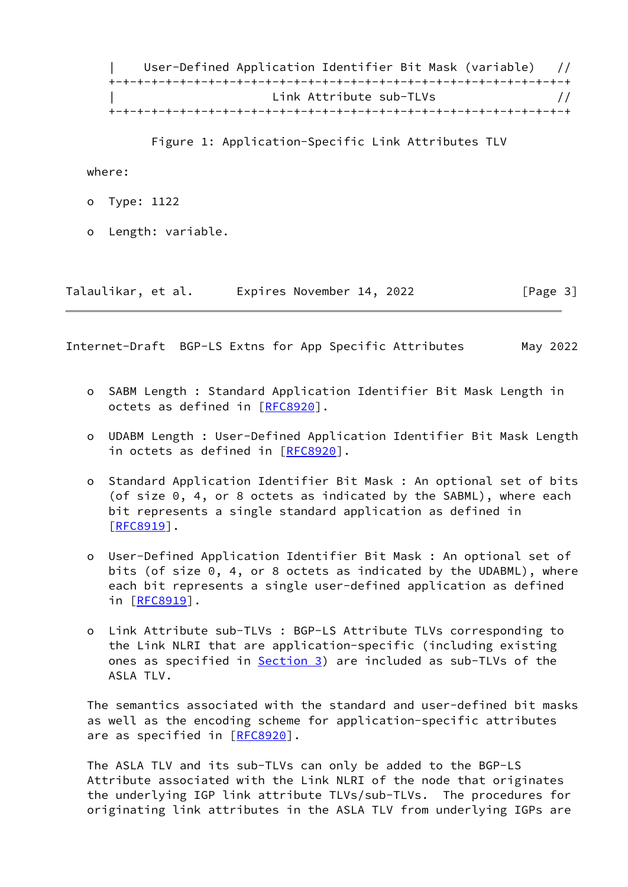```
|    User-Defined Application Identifier Bit Mask (variable)   //
+-+-+-+-+-+-+-+-+-+-+-+-+-+-+-+-+-+-+-+-+-+-+-+-+-+-+-+-+-+-+-+-+
|                       Link Attribute sub-TLVs                //
+-+-+-+-+-+-+-+-+-+-+-+-+-+-+-+-+-+-+-+-+-+-+-+-+-+-+-+-+-+-+-+-+
```

Figure 1: Application-Specific Link Attributes TLV

where:

- Type: 1122
- Length: variable.
- SABM Length : Standard Application Identifier Bit Mask Length in octets as defined in [RFC8920].
- UDABM Length : User-Defined Application Identifier Bit Mask Length in octets as defined in [RFC8920].
- Standard Application Identifier Bit Mask : An optional set of bits (of size 0, 4, or 8 octets as indicated by the SABML), where each bit represents a single standard application as defined in [RFC8919].
- User-Defined Application Identifier Bit Mask : An optional set of bits (of size 0, 4, or 8 octets as indicated by the UDABML), where each bit represents a single user-defined application as defined in [RFC8919].
- Link Attribute sub-TLVs : BGP-LS Attribute TLVs corresponding to the Link NLRI that are application-specific (including existing ones as specified in Section 3) are included as sub-TLVs of the ASLA TLV.

The semantics associated with the standard and user-defined bit masks as well as the encoding scheme for application-specific attributes are as specified in [RFC8920].

The ASLA TLV and its sub-TLVs can only be added to the BGP-LS Attribute associated with the Link NLRI of the node that originates the underlying IGP link attribute TLVs/sub-TLVs. The procedures for originating link attributes in the ASLA TLV from underlying IGPs are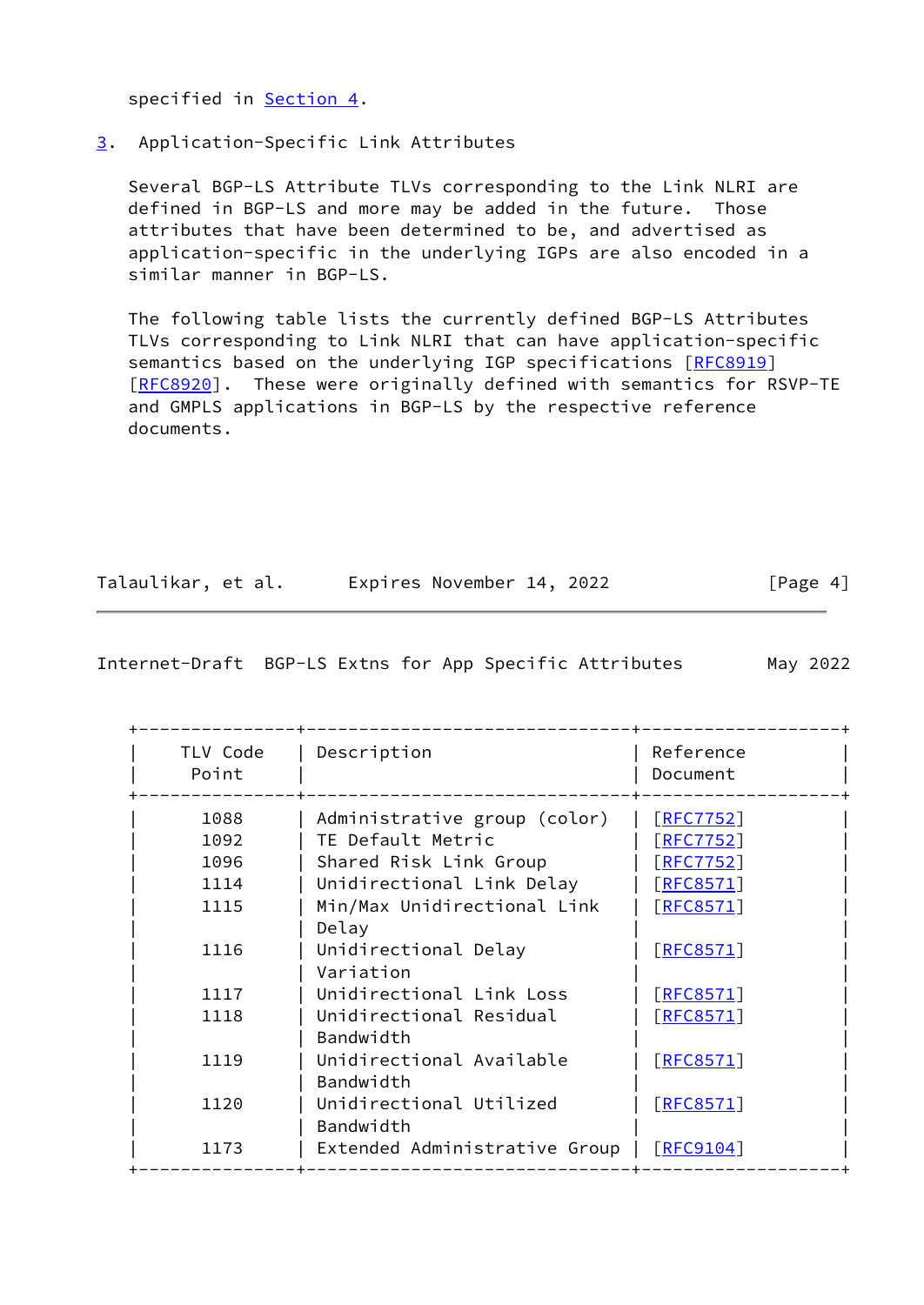specified in Section 4.

## 3. Application-Specific Link Attributes

Several BGP-LS Attribute TLVs corresponding to the Link NLRI are defined in BGP-LS and more may be added in the future. Those attributes that have been determined to be, and advertised as application-specific in the underlying IGPs are also encoded in a similar manner in BGP-LS.

The following table lists the currently defined BGP-LS Attributes TLVs corresponding to Link NLRI that can have application-specific semantics based on the underlying IGP specifications [RFC8919] [RFC8920]. These were originally defined with semantics for RSVP-TE and GMPLS applications in BGP-LS by the respective reference documents.

| TLV Code Point | Description | Reference Document |
|---|---|---|
| 1088 | Administrative group (color) | [RFC7752] |
| 1092 | TE Default Metric | [RFC7752] |
| 1096 | Shared Risk Link Group | [RFC7752] |
| 1114 | Unidirectional Link Delay | [RFC8571] |
| 1115 | Min/Max Unidirectional Link Delay | [RFC8571] |
| 1116 | Unidirectional Delay Variation | [RFC8571] |
| 1117 | Unidirectional Link Loss | [RFC8571] |
| 1118 | Unidirectional Residual Bandwidth | [RFC8571] |
| 1119 | Unidirectional Available Bandwidth | [RFC8571] |
| 1120 | Unidirectional Utilized Bandwidth | [RFC8571] |
| 1173 | Extended Administrative Group | [RFC9104] |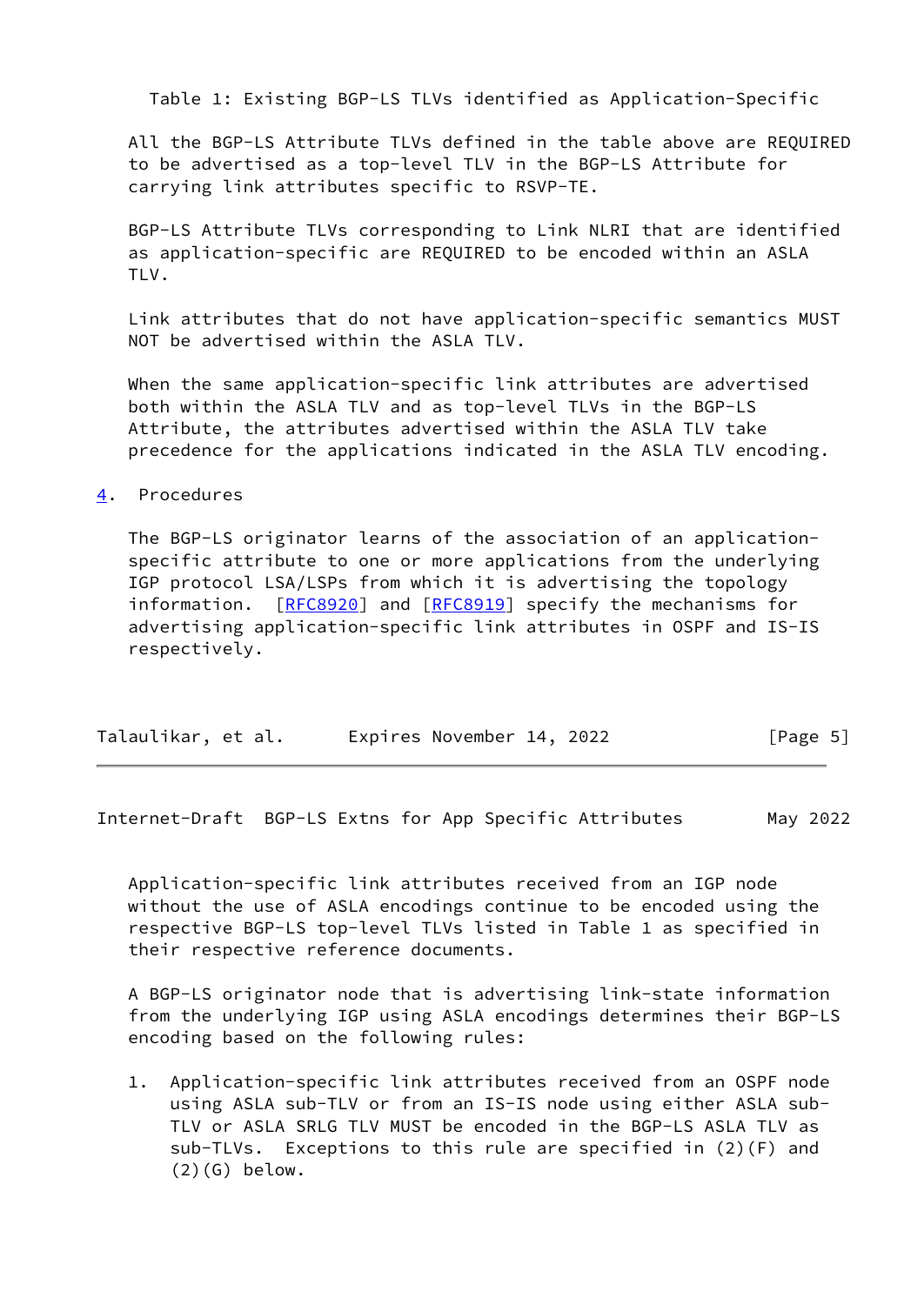Table 1: Existing BGP-LS TLVs identified as Application-Specific

All the BGP-LS Attribute TLVs defined in the table above are REQUIRED to be advertised as a top-level TLV in the BGP-LS Attribute for carrying link attributes specific to RSVP-TE.

BGP-LS Attribute TLVs corresponding to Link NLRI that are identified as application-specific are REQUIRED to be encoded within an ASLA TLV.

Link attributes that do not have application-specific semantics MUST NOT be advertised within the ASLA TLV.

When the same application-specific link attributes are advertised both within the ASLA TLV and as top-level TLVs in the BGP-LS Attribute, the attributes advertised within the ASLA TLV take precedence for the applications indicated in the ASLA TLV encoding.

## 4. Procedures

The BGP-LS originator learns of the association of an application-specific attribute to one or more applications from the underlying IGP protocol LSA/LSPs from which it is advertising the topology information. [RFC8920] and [RFC8919] specify the mechanisms for advertising application-specific link attributes in OSPF and IS-IS respectively.

Application-specific link attributes received from an IGP node without the use of ASLA encodings continue to be encoded using the respective BGP-LS top-level TLVs listed in Table 1 as specified in their respective reference documents.

A BGP-LS originator node that is advertising link-state information from the underlying IGP using ASLA encodings determines their BGP-LS encoding based on the following rules:

1. Application-specific link attributes received from an OSPF node using ASLA sub-TLV or from an IS-IS node using either ASLA sub-TLV or ASLA SRLG TLV MUST be encoded in the BGP-LS ASLA TLV as sub-TLVs. Exceptions to this rule are specified in (2)(F) and (2)(G) below.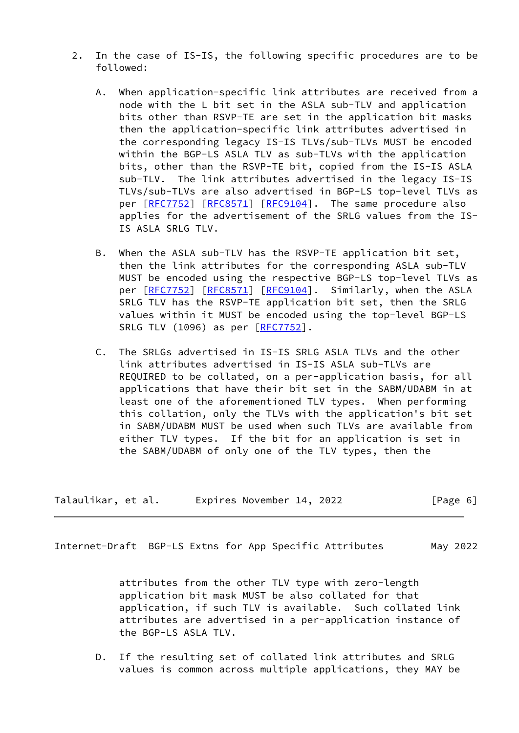2. In the case of IS-IS, the following specific procedures are to be followed:

   A. When application-specific link attributes are received from a node with the L bit set in the ASLA sub-TLV and application bits other than RSVP-TE are set in the application bit masks then the application-specific link attributes advertised in the corresponding legacy IS-IS TLVs/sub-TLVs MUST be encoded within the BGP-LS ASLA TLV as sub-TLVs with the application bits, other than the RSVP-TE bit, copied from the IS-IS ASLA sub-TLV. The link attributes advertised in the legacy IS-IS TLVs/sub-TLVs are also advertised in BGP-LS top-level TLVs as per [RFC7752] [RFC8571] [RFC9104]. The same procedure also applies for the advertisement of the SRLG values from the IS-IS ASLA SRLG TLV.

   B. When the ASLA sub-TLV has the RSVP-TE application bit set, then the link attributes for the corresponding ASLA sub-TLV MUST be encoded using the respective BGP-LS top-level TLVs as per [RFC7752] [RFC8571] [RFC9104]. Similarly, when the ASLA SRLG TLV has the RSVP-TE application bit set, then the SRLG values within it MUST be encoded using the top-level BGP-LS SRLG TLV (1096) as per [RFC7752].

   C. The SRLGs advertised in IS-IS SRLG ASLA TLVs and the other link attributes advertised in IS-IS ASLA sub-TLVs are REQUIRED to be collated, on a per-application basis, for all applications that have their bit set in the SABM/UDABM in at least one of the aforementioned TLV types. When performing this collation, only the TLVs with the application's bit set in SABM/UDABM MUST be used when such TLVs are available from either TLV types. If the bit for an application is set in the SABM/UDABM of only one of the TLV types, then the attributes from the other TLV type with zero-length application bit mask MUST be also collated for that application, if such TLV is available. Such collated link attributes are advertised in a per-application instance of the BGP-LS ASLA TLV.

   D. If the resulting set of collated link attributes and SRLG values is common across multiple applications, they MAY be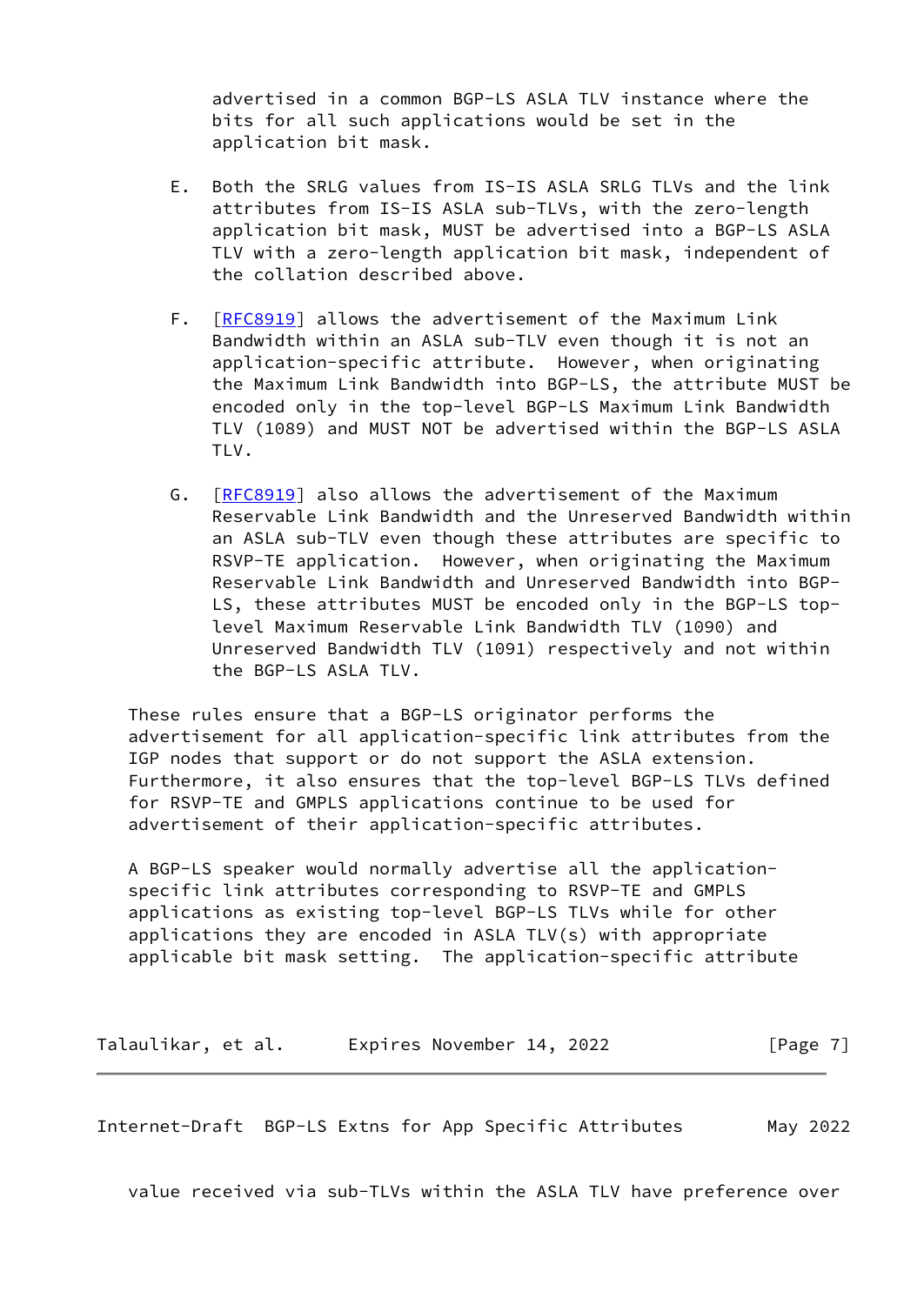advertised in a common BGP-LS ASLA TLV instance where the bits for all such applications would be set in the application bit mask.

E. Both the SRLG values from IS-IS ASLA SRLG TLVs and the link attributes from IS-IS ASLA sub-TLVs, with the zero-length application bit mask, MUST be advertised into a BGP-LS ASLA TLV with a zero-length application bit mask, independent of the collation described above.

F. [RFC8919] allows the advertisement of the Maximum Link Bandwidth within an ASLA sub-TLV even though it is not an application-specific attribute. However, when originating the Maximum Link Bandwidth into BGP-LS, the attribute MUST be encoded only in the top-level BGP-LS Maximum Link Bandwidth TLV (1089) and MUST NOT be advertised within the BGP-LS ASLA TLV.

G. [RFC8919] also allows the advertisement of the Maximum Reservable Link Bandwidth and the Unreserved Bandwidth within an ASLA sub-TLV even though these attributes are specific to RSVP-TE application. However, when originating the Maximum Reservable Link Bandwidth and Unreserved Bandwidth into BGP-LS, these attributes MUST be encoded only in the BGP-LS top-level Maximum Reservable Link Bandwidth TLV (1090) and Unreserved Bandwidth TLV (1091) respectively and not within the BGP-LS ASLA TLV.

These rules ensure that a BGP-LS originator performs the advertisement for all application-specific link attributes from the IGP nodes that support or do not support the ASLA extension. Furthermore, it also ensures that the top-level BGP-LS TLVs defined for RSVP-TE and GMPLS applications continue to be used for advertisement of their application-specific attributes.

A BGP-LS speaker would normally advertise all the application-specific link attributes corresponding to RSVP-TE and GMPLS applications as existing top-level BGP-LS TLVs while for other applications they are encoded in ASLA TLV(s) with appropriate applicable bit mask setting. The application-specific attribute value received via sub-TLVs within the ASLA TLV have preference over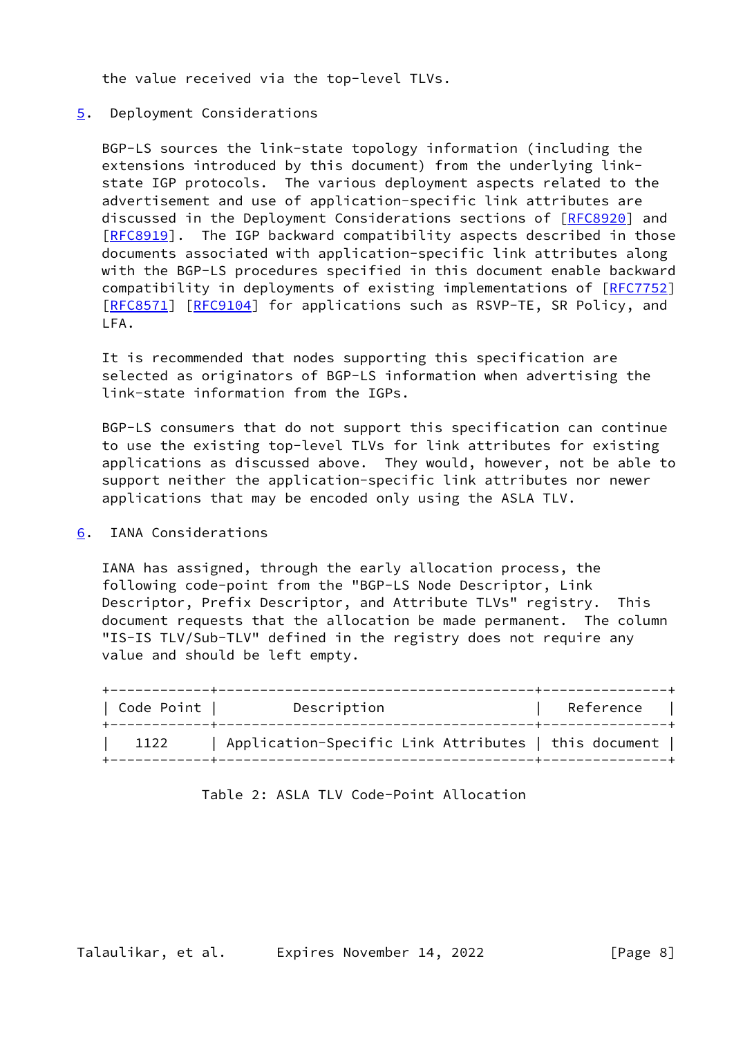the value received via the top-level TLVs.

## 5. Deployment Considerations

BGP-LS sources the link-state topology information (including the extensions introduced by this document) from the underlying link-state IGP protocols. The various deployment aspects related to the advertisement and use of application-specific link attributes are discussed in the Deployment Considerations sections of [RFC8920] and [RFC8919]. The IGP backward compatibility aspects described in those documents associated with application-specific link attributes along with the BGP-LS procedures specified in this document enable backward compatibility in deployments of existing implementations of [RFC7752] [RFC8571] [RFC9104] for applications such as RSVP-TE, SR Policy, and LFA.

It is recommended that nodes supporting this specification are selected as originators of BGP-LS information when advertising the link-state information from the IGPs.

BGP-LS consumers that do not support this specification can continue to use the existing top-level TLVs for link attributes for existing applications as discussed above. They would, however, not be able to support neither the application-specific link attributes nor newer applications that may be encoded only using the ASLA TLV.

## 6. IANA Considerations

IANA has assigned, through the early allocation process, the following code-point from the "BGP-LS Node Descriptor, Link Descriptor, Prefix Descriptor, and Attribute TLVs" registry. This document requests that the allocation be made permanent. The column "IS-IS TLV/Sub-TLV" defined in the registry does not require any value and should be left empty.

| Code Point | Description | Reference |
|---|---|---|
| 1122 | Application-Specific Link Attributes | this document |

Table 2: ASLA TLV Code-Point Allocation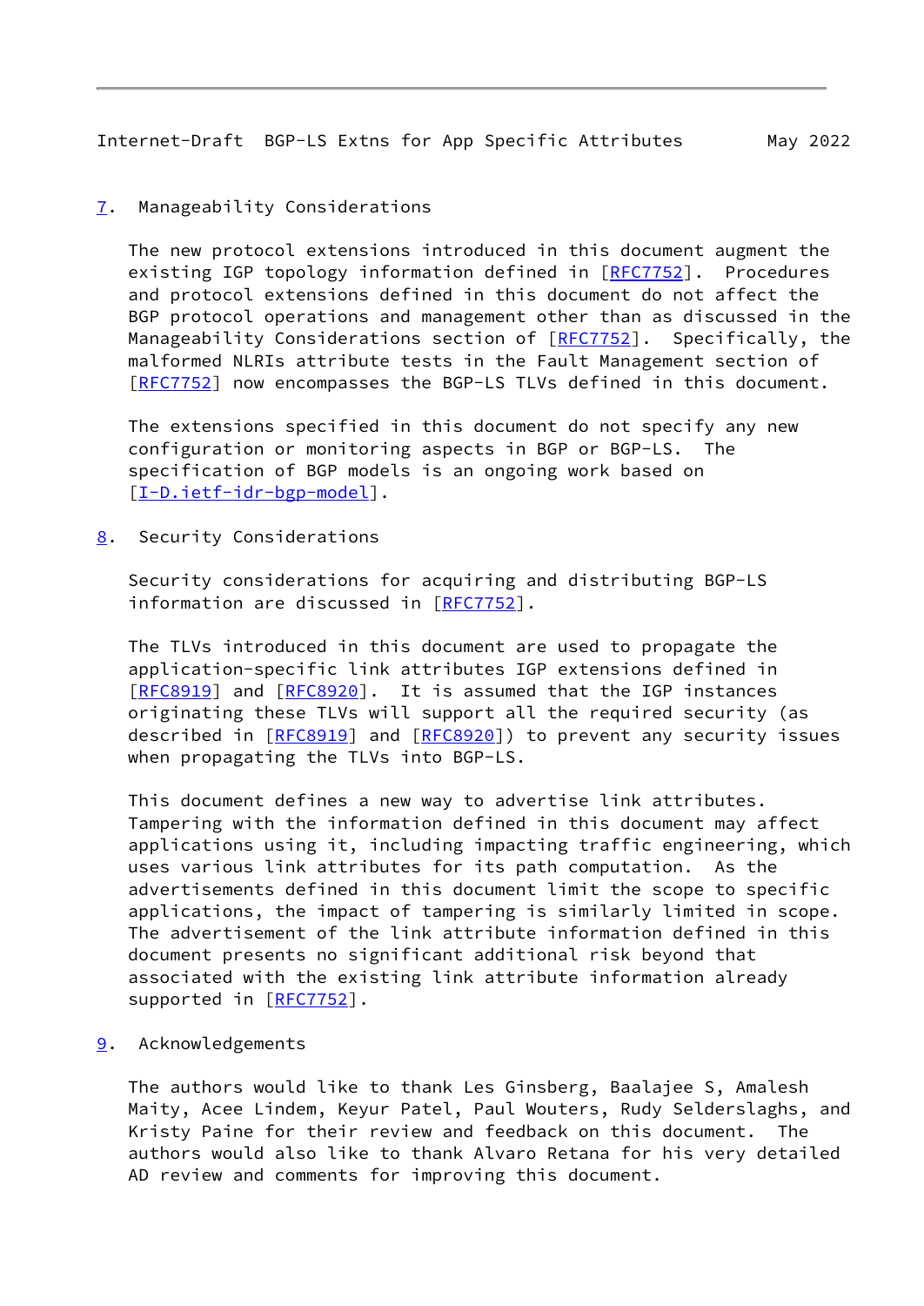## 7. Manageability Considerations

The new protocol extensions introduced in this document augment the existing IGP topology information defined in [RFC7752]. Procedures and protocol extensions defined in this document do not affect the BGP protocol operations and management other than as discussed in the Manageability Considerations section of [RFC7752]. Specifically, the malformed NLRIs attribute tests in the Fault Management section of [RFC7752] now encompasses the BGP-LS TLVs defined in this document.

The extensions specified in this document do not specify any new configuration or monitoring aspects in BGP or BGP-LS. The specification of BGP models is an ongoing work based on [I-D.ietf-idr-bgp-model].

## 8. Security Considerations

Security considerations for acquiring and distributing BGP-LS information are discussed in [RFC7752].

The TLVs introduced in this document are used to propagate the application-specific link attributes IGP extensions defined in [RFC8919] and [RFC8920]. It is assumed that the IGP instances originating these TLVs will support all the required security (as described in [RFC8919] and [RFC8920]) to prevent any security issues when propagating the TLVs into BGP-LS.

This document defines a new way to advertise link attributes. Tampering with the information defined in this document may affect applications using it, including impacting traffic engineering, which uses various link attributes for its path computation. As the advertisements defined in this document limit the scope to specific applications, the impact of tampering is similarly limited in scope. The advertisement of the link attribute information defined in this document presents no significant additional risk beyond that associated with the existing link attribute information already supported in [RFC7752].

## 9. Acknowledgements

The authors would like to thank Les Ginsberg, Baalajee S, Amalesh Maity, Acee Lindem, Keyur Patel, Paul Wouters, Rudy Selderslaghs, and Kristy Paine for their review and feedback on this document. The authors would also like to thank Alvaro Retana for his very detailed AD review and comments for improving this document.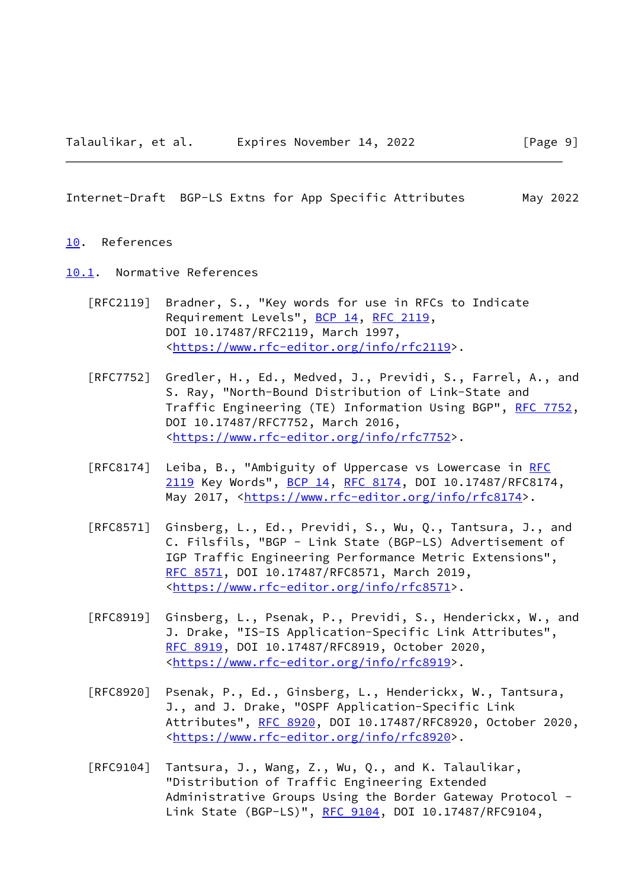## 10. References

### 10.1. Normative References

[RFC2119] Bradner, S., "Key words for use in RFCs to Indicate Requirement Levels", BCP 14, RFC 2119, DOI 10.17487/RFC2119, March 1997, <https://www.rfc-editor.org/info/rfc2119>.

[RFC7752] Gredler, H., Ed., Medved, J., Previdi, S., Farrel, A., and S. Ray, "North-Bound Distribution of Link-State and Traffic Engineering (TE) Information Using BGP", RFC 7752, DOI 10.17487/RFC7752, March 2016, <https://www.rfc-editor.org/info/rfc7752>.

[RFC8174] Leiba, B., "Ambiguity of Uppercase vs Lowercase in RFC 2119 Key Words", BCP 14, RFC 8174, DOI 10.17487/RFC8174, May 2017, <https://www.rfc-editor.org/info/rfc8174>.

[RFC8571] Ginsberg, L., Ed., Previdi, S., Wu, Q., Tantsura, J., and C. Filsfils, "BGP - Link State (BGP-LS) Advertisement of IGP Traffic Engineering Performance Metric Extensions", RFC 8571, DOI 10.17487/RFC8571, March 2019, <https://www.rfc-editor.org/info/rfc8571>.

[RFC8919] Ginsberg, L., Psenak, P., Previdi, S., Henderickx, W., and J. Drake, "IS-IS Application-Specific Link Attributes", RFC 8919, DOI 10.17487/RFC8919, October 2020, <https://www.rfc-editor.org/info/rfc8919>.

[RFC8920] Psenak, P., Ed., Ginsberg, L., Henderickx, W., Tantsura, J., and J. Drake, "OSPF Application-Specific Link Attributes", RFC 8920, DOI 10.17487/RFC8920, October 2020, <https://www.rfc-editor.org/info/rfc8920>.

[RFC9104] Tantsura, J., Wang, Z., Wu, Q., and K. Talaulikar, "Distribution of Traffic Engineering Extended Administrative Groups Using the Border Gateway Protocol - Link State (BGP-LS)", RFC 9104, DOI 10.17487/RFC9104,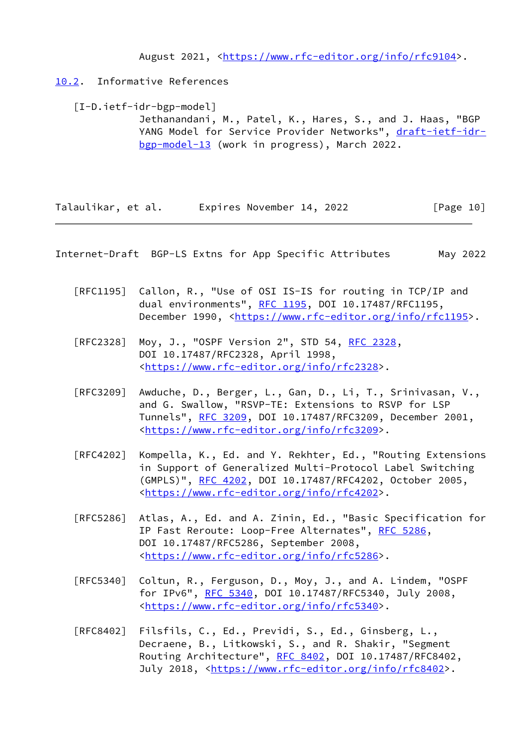August 2021, <https://www.rfc-editor.org/info/rfc9104>.

## 10.2. Informative References

[I-D.ietf-idr-bgp-model]
Jethanandani, M., Patel, K., Hares, S., and J. Haas, "BGP YANG Model for Service Provider Networks", draft-ietf-idr-bgp-model-13 (work in progress), March 2022.

[RFC1195] Callon, R., "Use of OSI IS-IS for routing in TCP/IP and dual environments", RFC 1195, DOI 10.17487/RFC1195, December 1990, <https://www.rfc-editor.org/info/rfc1195>.

[RFC2328] Moy, J., "OSPF Version 2", STD 54, RFC 2328, DOI 10.17487/RFC2328, April 1998, <https://www.rfc-editor.org/info/rfc2328>.

[RFC3209] Awduche, D., Berger, L., Gan, D., Li, T., Srinivasan, V., and G. Swallow, "RSVP-TE: Extensions to RSVP for LSP Tunnels", RFC 3209, DOI 10.17487/RFC3209, December 2001, <https://www.rfc-editor.org/info/rfc3209>.

[RFC4202] Kompella, K., Ed. and Y. Rekhter, Ed., "Routing Extensions in Support of Generalized Multi-Protocol Label Switching (GMPLS)", RFC 4202, DOI 10.17487/RFC4202, October 2005, <https://www.rfc-editor.org/info/rfc4202>.

[RFC5286] Atlas, A., Ed. and A. Zinin, Ed., "Basic Specification for IP Fast Reroute: Loop-Free Alternates", RFC 5286, DOI 10.17487/RFC5286, September 2008, <https://www.rfc-editor.org/info/rfc5286>.

[RFC5340] Coltun, R., Ferguson, D., Moy, J., and A. Lindem, "OSPF for IPv6", RFC 5340, DOI 10.17487/RFC5340, July 2008, <https://www.rfc-editor.org/info/rfc5340>.

[RFC8402] Filsfils, C., Ed., Previdi, S., Ed., Ginsberg, L., Decraene, B., Litkowski, S., and R. Shakir, "Segment Routing Architecture", RFC 8402, DOI 10.17487/RFC8402, July 2018, <https://www.rfc-editor.org/info/rfc8402>.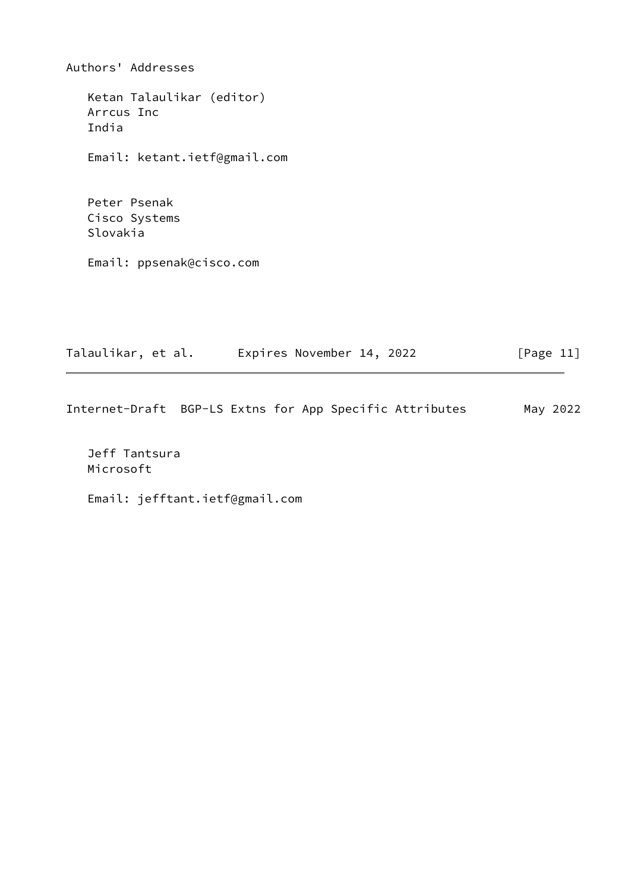## Authors' Addresses

Ketan Talaulikar (editor)
Arrcus Inc
India

Email: ketant.ietf@gmail.com

Peter Psenak
Cisco Systems
Slovakia

Email: ppsenak@cisco.com

Jeff Tantsura
Microsoft

Email: jefftant.ietf@gmail.com